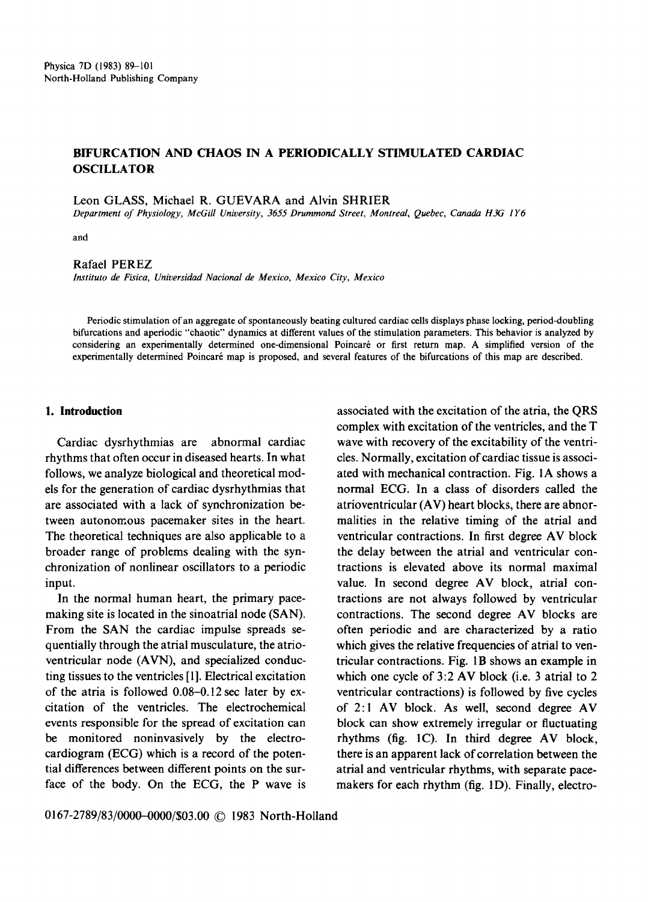Physica 7D (1983) 89–101
North-Holland Publishing Company

# BIFURCATION AND CHAOS IN A PERIODICALLY STIMULATED CARDIAC OSCILLATOR

Leon GLASS, Michael R. GUEVARA and Alvin SHRIER

*Department of Physiology, McGill University, 3655 Drummond Street, Montreal, Quebec, Canada H3G 1Y6*

and

Rafael PEREZ

*Instituto de Fisica, Universidad Nacional de Mexico, Mexico City, Mexico*

Periodic stimulation of an aggregate of spontaneously beating cultured cardiac cells displays phase locking, period-doubling bifurcations and aperiodic "chaotic" dynamics at different values of the stimulation parameters. This behavior is analyzed by considering an experimentally determined one-dimensional Poincaré or first return map. A simplified version of the experimentally determined Poincaré map is proposed, and several features of the bifurcations of this map are described.

## 1. Introduction

Cardiac dysrhythmias are abnormal cardiac rhythms that often occur in diseased hearts. In what follows, we analyze biological and theoretical models for the generation of cardiac dysrhythmias that are associated with a lack of synchronization between autonomous pacemaker sites in the heart. The theoretical techniques are also applicable to a broader range of problems dealing with the synchronization of nonlinear oscillators to a periodic input.

In the normal human heart, the primary pacemaking site is located in the sinoatrial node (SAN). From the SAN the cardiac impulse spreads sequentially through the atrial musculature, the atrioventricular node (AVN), and specialized conducting tissues to the ventricles [1]. Electrical excitation of the atria is followed 0.08–0.12 sec later by excitation of the ventricles. The electrochemical events responsible for the spread of excitation can be monitored noninvasively by the electrocardiogram (ECG) which is a record of the potential differences between different points on the surface of the body. On the ECG, the P wave is associated with the excitation of the atria, the QRS complex with excitation of the ventricles, and the T wave with recovery of the excitability of the ventricles. Normally, excitation of cardiac tissue is associated with mechanical contraction. Fig. 1A shows a normal ECG. In a class of disorders called the atrioventricular (AV) heart blocks, there are abnormalities in the relative timing of the atrial and ventricular contractions. In first degree AV block the delay between the atrial and ventricular contractions is elevated above its normal maximal value. In second degree AV block, atrial contractions are not always followed by ventricular contractions. The second degree AV blocks are often periodic and are characterized by a ratio which gives the relative frequencies of atrial to ventricular contractions. Fig. 1B shows an example in which one cycle of 3:2 AV block (i.e. 3 atrial to 2 ventricular contractions) is followed by five cycles of 2:1 AV block. As well, second degree AV block can show extremely irregular or fluctuating rhythms (fig. 1C). In third degree AV block, there is an apparent lack of correlation between the atrial and ventricular rhythms, with separate pacemakers for each rhythm (fig. 1D). Finally, electro-

0167-2789/83/0000–0000/$03.00 © 1983 North-Holland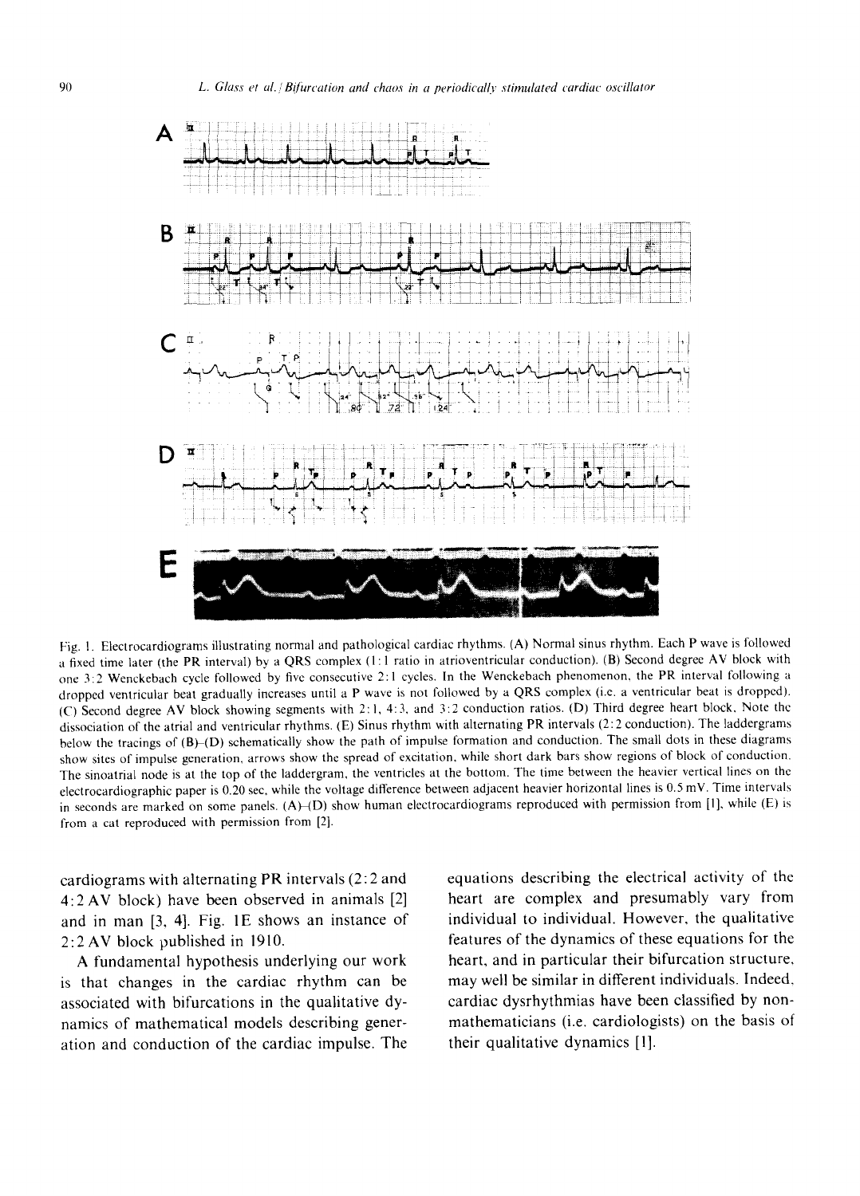Fig. 1. Electrocardiograms illustrating normal and pathological cardiac rhythms. (A) Normal sinus rhythm. Each P wave is followed a fixed time later (the PR interval) by a QRS complex (1:1 ratio in atrioventricular conduction). (B) Second degree AV block with one 3:2 Wenckebach cycle followed by five consecutive 2:1 cycles. In the Wenckebach phenomenon, the PR interval following a dropped ventricular beat gradually increases until a P wave is not followed by a QRS complex (i.e. a ventricular beat is dropped). (C) Second degree AV block showing segments with 2:1, 4:3, and 3:2 conduction ratios. (D) Third degree heart block. Note the dissociation of the atrial and ventricular rhythms. (E) Sinus rhythm with alternating PR intervals (2:2 conduction). The laddergrams below the tracings of (B)–(D) schematically show the path of impulse formation and conduction. The small dots in these diagrams show sites of impulse generation, arrows show the spread of excitation, while short dark bars show regions of block of conduction. The sinoatrial node is at the top of the laddergram, the ventricles at the bottom. The time between the heavier vertical lines on the electrocardiographic paper is 0.20 sec, while the voltage difference between adjacent heavier horizontal lines is 0.5 mV. Time intervals in seconds are marked on some panels. (A)–(D) show human electrocardiograms reproduced with permission from [1], while (E) is from a cat reproduced with permission from [2].

cardiograms with alternating PR intervals (2:2 and 4:2 AV block) have been observed in animals [2] and in man [3, 4]. Fig. 1E shows an instance of 2:2 AV block published in 1910.

A fundamental hypothesis underlying our work is that changes in the cardiac rhythm can be associated with bifurcations in the qualitative dynamics of mathematical models describing generation and conduction of the cardiac impulse. The equations describing the electrical activity of the heart are complex and presumably vary from individual to individual. However, the qualitative features of the dynamics of these equations for the heart, and in particular their bifurcation structure, may well be similar in different individuals. Indeed, cardiac dysrhythmias have been classified by non-mathematicians (i.e. cardiologists) on the basis of their qualitative dynamics [1].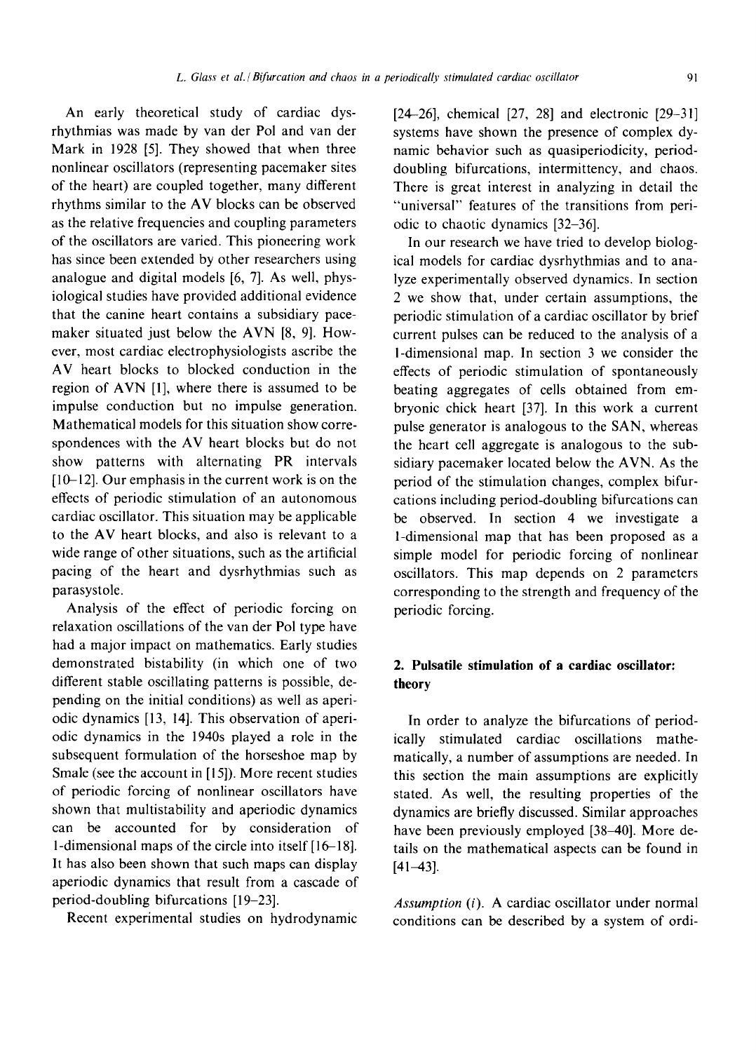An early theoretical study of cardiac dysrhythmias was made by van der Pol and van der Mark in 1928 [5]. They showed that when three nonlinear oscillators (representing pacemaker sites of the heart) are coupled together, many different rhythms similar to the AV blocks can be observed as the relative frequencies and coupling parameters of the oscillators are varied. This pioneering work has since been extended by other researchers using analogue and digital models [6, 7]. As well, physiological studies have provided additional evidence that the canine heart contains a subsidiary pacemaker situated just below the AVN [8, 9]. However, most cardiac electrophysiologists ascribe the AV heart blocks to blocked conduction in the region of AVN [1], where there is assumed to be impulse conduction but no impulse generation. Mathematical models for this situation show correspondences with the AV heart blocks but do not show patterns with alternating PR intervals [10–12]. Our emphasis in the current work is on the effects of periodic stimulation of an autonomous cardiac oscillator. This situation may be applicable to the AV heart blocks, and also is relevant to a wide range of other situations, such as the artificial pacing of the heart and dysrhythmias such as parasystole.

Analysis of the effect of periodic forcing on relaxation oscillations of the van der Pol type have had a major impact on mathematics. Early studies demonstrated bistability (in which one of two different stable oscillating patterns is possible, depending on the initial conditions) as well as aperiodic dynamics [13, 14]. This observation of aperiodic dynamics in the 1940s played a role in the subsequent formulation of the horseshoe map by Smale (see the account in [15]). More recent studies of periodic forcing of nonlinear oscillators have shown that multistability and aperiodic dynamics can be accounted for by consideration of 1-dimensional maps of the circle into itself [16–18]. It has also been shown that such maps can display aperiodic dynamics that result from a cascade of period-doubling bifurcations [19–23].

Recent experimental studies on hydrodynamic [24–26], chemical [27, 28] and electronic [29–31] systems have shown the presence of complex dynamic behavior such as quasiperiodicity, period-doubling bifurcations, intermittency, and chaos. There is great interest in analyzing in detail the "universal" features of the transitions from periodic to chaotic dynamics [32–36].

In our research we have tried to develop biological models for cardiac dysrhythmias and to analyze experimentally observed dynamics. In section 2 we show that, under certain assumptions, the periodic stimulation of a cardiac oscillator by brief current pulses can be reduced to the analysis of a 1-dimensional map. In section 3 we consider the effects of periodic stimulation of spontaneously beating aggregates of cells obtained from embryonic chick heart [37]. In this work a current pulse generator is analogous to the SAN, whereas the heart cell aggregate is analogous to the subsidiary pacemaker located below the AVN. As the period of the stimulation changes, complex bifurcations including period-doubling bifurcations can be observed. In section 4 we investigate a 1-dimensional map that has been proposed as a simple model for periodic forcing of nonlinear oscillators. This map depends on 2 parameters corresponding to the strength and frequency of the periodic forcing.

## 2. Pulsatile stimulation of a cardiac oscillator: theory

In order to analyze the bifurcations of periodically stimulated cardiac oscillations mathematically, a number of assumptions are needed. In this section the main assumptions are explicitly stated. As well, the resulting properties of the dynamics are briefly discussed. Similar approaches have been previously employed [38–40]. More details on the mathematical aspects can be found in [41–43].

*Assumption (i).* A cardiac oscillator under normal conditions can be described by a system of ordi-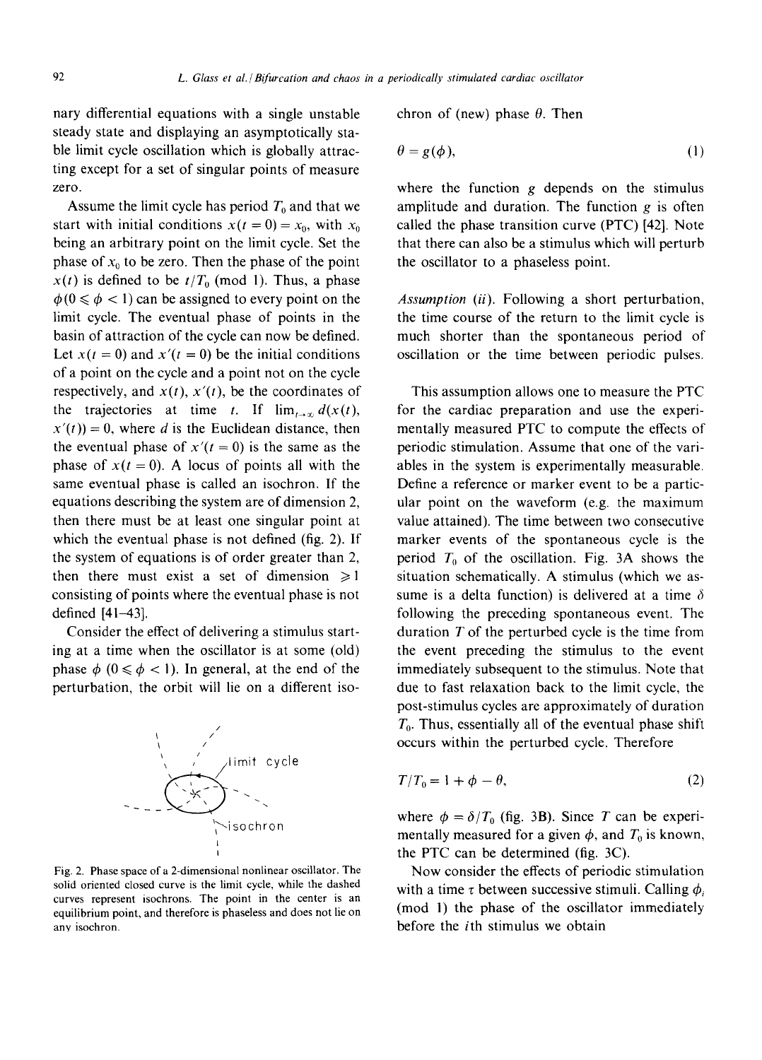nary differential equations with a single unstable steady state and displaying an asymptotically stable limit cycle oscillation which is globally attracting except for a set of singular points of measure zero.

Assume the limit cycle has period $T_0$ and that we start with initial conditions $x(t=0) = x_0$, with $x_0$ being an arbitrary point on the limit cycle. Set the phase of $x_0$ to be zero. Then the phase of the point $x(t)$ is defined to be $t/T_0$ (mod 1). Thus, a phase $\phi (0 \leqslant \phi < 1)$ can be assigned to every point on the limit cycle. The eventual phase of points in the basin of attraction of the cycle can now be defined. Let $x(t=0)$ and $x'(t=0)$ be the initial conditions of a point on the cycle and a point not on the cycle respectively, and $x(t)$, $x'(t)$, be the coordinates of the trajectories at time $t$. If $\lim_{t\to\infty} d(x(t), x'(t)) = 0$, where $d$ is the Euclidean distance, then the eventual phase of $x'(t=0)$ is the same as the phase of $x(t=0)$. A locus of points all with the same eventual phase is called an isochron. If the equations describing the system are of dimension 2, then there must be at least one singular point at which the eventual phase is not defined (fig. 2). If the system of equations is of order greater than 2, then there must exist a set of dimension $\geqslant 1$ consisting of points where the eventual phase is not defined [41–43].

Consider the effect of delivering a stimulus starting at a time when the oscillator is at some (old) phase $\phi$ $(0 \leqslant \phi < 1)$. In general, at the end of the perturbation, the orbit will lie on a different isochron of (new) phase $\theta$. Then

$$\theta = g(\phi), \tag{1}$$

where the function $g$ depends on the stimulus amplitude and duration. The function $g$ is often called the phase transition curve (PTC) [42]. Note that there can also be a stimulus which will perturb the oscillator to a phaseless point.

Fig. 2. Phase space of a 2-dimensional nonlinear oscillator. The solid oriented closed curve is the limit cycle, while the dashed curves represent isochrons. The point in the center is an equilibrium point, and therefore is phaseless and does not lie on any isochron.

*Assumption (ii).* Following a short perturbation, the time course of the return to the limit cycle is much shorter than the spontaneous period of oscillation or the time between periodic pulses.

This assumption allows one to measure the PTC for the cardiac preparation and use the experimentally measured PTC to compute the effects of periodic stimulation. Assume that one of the variables in the system is experimentally measurable. Define a reference or marker event to be a particular point on the waveform (e.g. the maximum value attained). The time between two consecutive marker events of the spontaneous cycle is the period $T_0$ of the oscillation. Fig. 3A shows the situation schematically. A stimulus (which we assume is a delta function) is delivered at a time $\delta$ following the preceding spontaneous event. The duration $T$ of the perturbed cycle is the time from the event preceding the stimulus to the event immediately subsequent to the stimulus. Note that due to fast relaxation back to the limit cycle, the post-stimulus cycles are approximately of duration $T_0$. Thus, essentially all of the eventual phase shift occurs within the perturbed cycle. Therefore

$$T/T_0 = 1 + \phi - \theta, \tag{2}$$

where $\phi = \delta/T_0$ (fig. 3B). Since $T$ can be experimentally measured for a given $\phi$, and $T_0$ is known, the PTC can be determined (fig. 3C).

Now consider the effects of periodic stimulation with a time $\tau$ between successive stimuli. Calling $\phi_i$ (mod 1) the phase of the oscillator immediately before the $i$th stimulus we obtain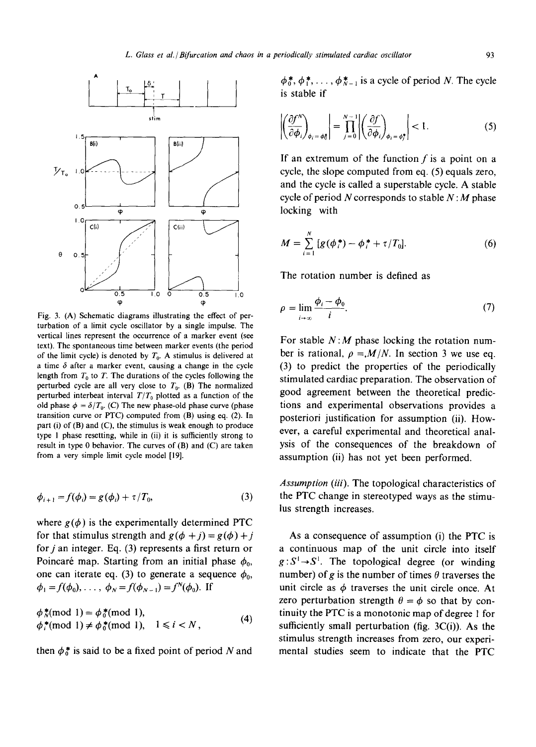Fig. 3. (A) Schematic diagrams illustrating the effect of perturbation of a limit cycle oscillator by a single impulse. The vertical lines represent the occurrence of a marker event (see text). The spontaneous time between marker events (the period of the limit cycle) is denoted by $T_0$. A stimulus is delivered at a time $\delta$ after a marker event, causing a change in the cycle length from $T_0$ to $T$. The durations of the cycles following the perturbed cycle are all very close to $T_0$. (B) The normalized perturbed interbeat interval $T/T_0$ plotted as a function of the old phase $\phi = \delta/T_0$. (C) The new phase-old phase curve (phase transition curve or PTC) computed from (B) using eq. (2). In part (i) of (B) and (C), the stimulus is weak enough to produce type 1 phase resetting, while in (ii) it is sufficiently strong to result in type 0 behavior. The curves of (B) and (C) are taken from a very simple limit cycle model [19].

$$\phi_{i+1} = f(\phi_i) = g(\phi_i) + \tau/T_0, \tag{3}$$

where $g(\phi)$ is the experimentally determined PTC for that stimulus strength and $g(\phi + j) = g(\phi) + j$ for $j$ an integer. Eq. (3) represents a first return or Poincaré map. Starting from an initial phase $\phi_0$, one can iterate eq. (3) to generate a sequence $\phi_0$, $\phi_1 = f(\phi_0), \ldots, \phi_N = f(\phi_{N-1}) = f^N(\phi_0)$. If

$$\begin{aligned} &\phi_N^*(\text{mod } 1) = \phi_0^*(\text{mod } 1), \\ &\phi_i^*(\text{mod } 1) \neq \phi_0^*(\text{mod } 1), \quad 1 \leqslant i < N, \end{aligned} \tag{4}$$

then $\phi_0^*$ is said to be a fixed point of period $N$ and $\phi_0^*, \phi_1^*, \ldots, \phi_{N-1}^*$ is a cycle of period $N$. The cycle is stable if

$$\left| \left( \frac{\partial f^N}{\partial \phi_i} \right)_{\phi_i = \phi_0^*} \right| = \prod_{j=0}^{N-1} \left| \left( \frac{\partial f}{\partial \phi_i} \right)_{\phi_i = \phi_j^*} \right| < 1. \tag{5}$$

If an extremum of the function $f$ is a point on a cycle, the slope computed from eq. (5) equals zero, and the cycle is called a superstable cycle. A stable cycle of period $N$ corresponds to stable $N:M$ phase locking with

$$M = \sum_{i=1}^{N} [g(\phi_i^*) - \phi_i^* + \tau/T_0]. \tag{6}$$

The rotation number is defined as

$$\rho = \lim_{i \to \infty} \frac{\phi_i - \phi_0}{i}. \tag{7}$$

For stable $N:M$ phase locking the rotation number is rational, $\rho = M/N$. In section 3 we use eq. (3) to predict the properties of the periodically stimulated cardiac preparation. The observation of good agreement between the theoretical predictions and experimental observations provides a posteriori justification for assumption (ii). However, a careful experimental and theoretical analysis of the consequences of the breakdown of assumption (ii) has not yet been performed.

*Assumption (iii).* The topological characteristics of the PTC change in stereotyped ways as the stimulus strength increases.

As a consequence of assumption (i) the PTC is a continuous map of the unit circle into itself $g: S^1 \to S^1$. The topological degree (or winding number) of $g$ is the number of times $\theta$ traverses the unit circle as $\phi$ traverses the unit circle once. At zero perturbation strength $\theta = \phi$ so that by continuity the PTC is a monotonic map of degree 1 for sufficiently small perturbation (fig. 3C(i)). As the stimulus strength increases from zero, our experimental studies seem to indicate that the PTC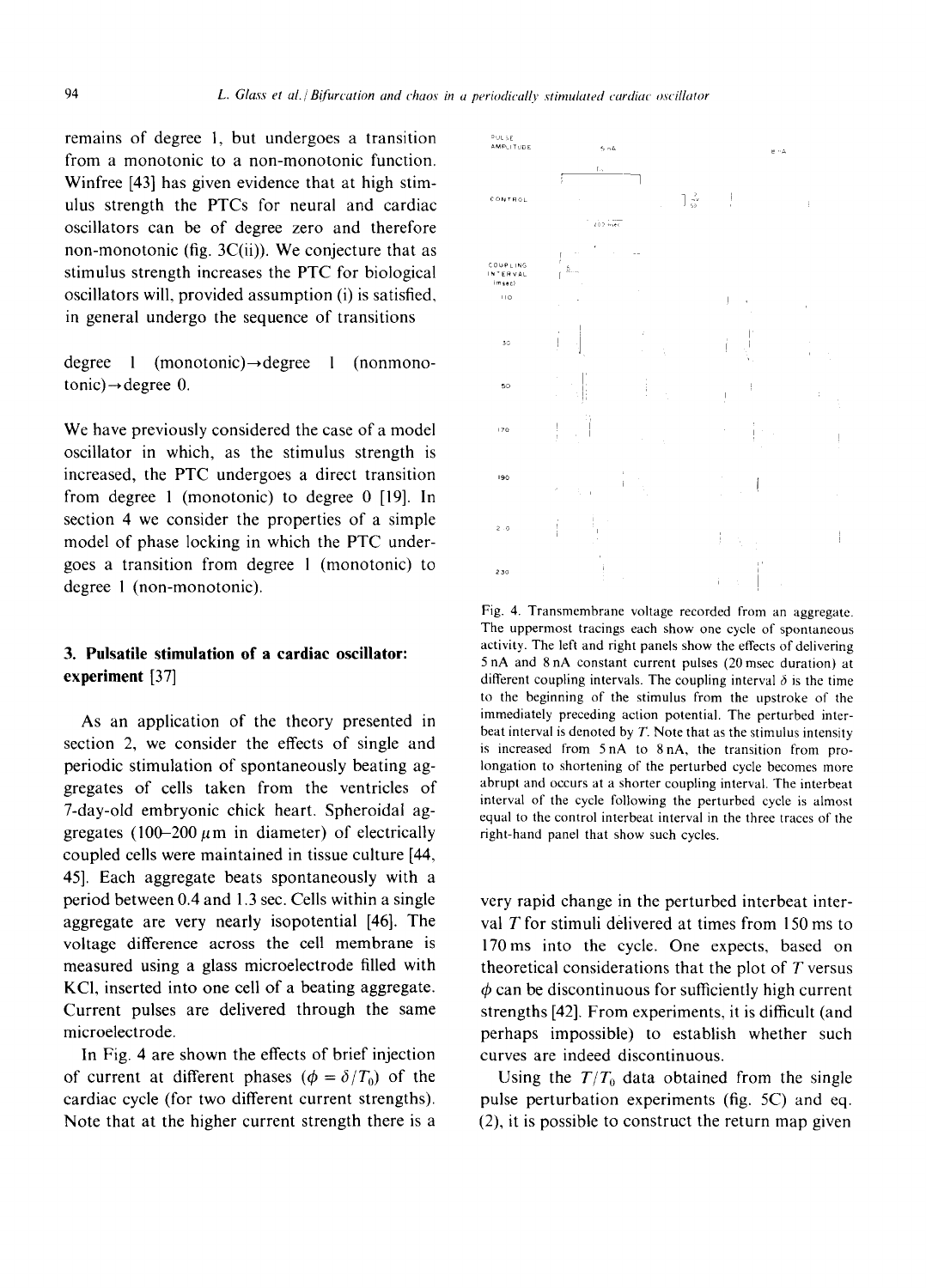remains of degree 1, but undergoes a transition from a monotonic to a non-monotonic function. Winfree [43] has given evidence that at high stimulus strength the PTCs for neural and cardiac oscillators can be of degree zero and therefore non-monotonic (fig. 3C(ii)). We conjecture that as stimulus strength increases the PTC for biological oscillators will, provided assumption (i) is satisfied, in general undergo the sequence of transitions

degree 1 (monotonic)→degree 1 (nonmonotonic)→degree 0.

We have previously considered the case of a model oscillator in which, as the stimulus strength is increased, the PTC undergoes a direct transition from degree 1 (monotonic) to degree 0 [19]. In section 4 we consider the properties of a simple model of phase locking in which the PTC undergoes a transition from degree 1 (monotonic) to degree 1 (non-monotonic).

## 3. Pulsatile stimulation of a cardiac oscillator: experiment [37]

As an application of the theory presented in section 2, we consider the effects of single and periodic stimulation of spontaneously beating aggregates of cells taken from the ventricles of 7-day-old embryonic chick heart. Spheroidal aggregates (100–200 $\mu$m in diameter) of electrically coupled cells were maintained in tissue culture [44, 45]. Each aggregate beats spontaneously with a period between 0.4 and 1.3 sec. Cells within a single aggregate are very nearly isopotential [46]. The voltage difference across the cell membrane is measured using a glass microelectrode filled with KCl, inserted into one cell of a beating aggregate. Current pulses are delivered through the same microelectrode.

In Fig. 4 are shown the effects of brief injection of current at different phases ($\phi = \delta / T_0$) of the cardiac cycle (for two different current strengths). Note that at the higher current strength there is a very rapid change in the perturbed interbeat interval $T$ for stimuli delivered at times from 150 ms to 170 ms into the cycle. One expects, based on theoretical considerations that the plot of $T$ versus $\phi$ can be discontinuous for sufficiently high current strengths [42]. From experiments, it is difficult (and perhaps impossible) to establish whether such curves are indeed discontinuous.

Using the $T/T_0$ data obtained from the single pulse perturbation experiments (fig. 5C) and eq. (2), it is possible to construct the return map given

Fig. 4. Transmembrane voltage recorded from an aggregate. The uppermost tracings each show one cycle of spontaneous activity. The left and right panels show the effects of delivering 5 nA and 8 nA constant current pulses (20 msec duration) at different coupling intervals. The coupling interval $\delta$ is the time to the beginning of the stimulus from the upstroke of the immediately preceding action potential. The perturbed interbeat interval is denoted by $T$. Note that as the stimulus intensity is increased from 5 nA to 8 nA, the transition from prolongation to shortening of the perturbed cycle becomes more abrupt and occurs at a shorter coupling interval. The interbeat interval of the cycle following the perturbed cycle is almost equal to the control interbeat interval in the three traces of the right-hand panel that show such cycles.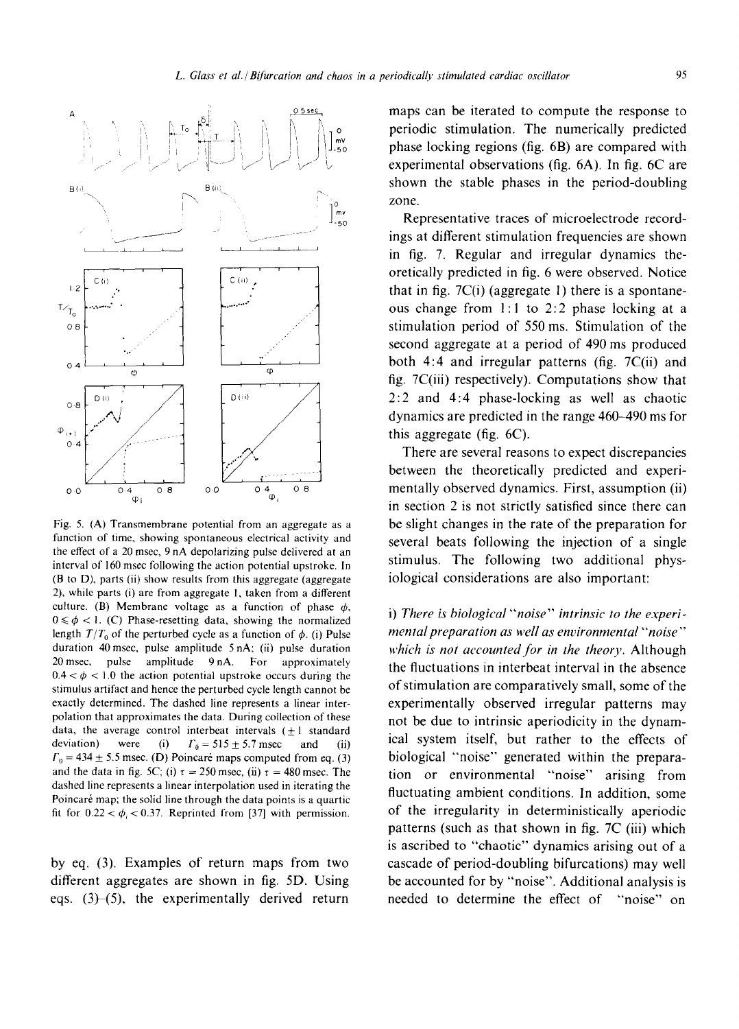Fig. 5. (A) Transmembrane potential from an aggregate as a function of time, showing spontaneous electrical activity and the effect of a 20 msec, 9 nA depolarizing pulse delivered at an interval of 160 msec following the action potential upstroke. In (B to D), parts (ii) show results from this aggregate (aggregate 2), while parts (i) are from aggregate 1, taken from a different culture. (B) Membrane voltage as a function of phase $\phi$, $0 \leqslant \phi < 1$. (C) Phase-resetting data, showing the normalized length $T/T_0$ of the perturbed cycle as a function of $\phi$. (i) Pulse duration 40 msec, pulse amplitude 5 nA; (ii) pulse duration 20 msec, pulse amplitude 9 nA. For approximately $0.4 < \phi < 1.0$ the action potential upstroke occurs during the stimulus artifact and hence the perturbed cycle length cannot be exactly determined. The dashed line represents a linear interpolation that approximates the data. During collection of these data, the average control interbeat intervals ($\pm 1$ standard deviation) were (i) $\Gamma_0 = 515 \pm 5.7$ msec and (ii) $\Gamma_0 = 434 \pm 5.5$ msec. (D) Poincaré maps computed from eq. (3) and the data in fig. 5C; (i) $\tau = 250$ msec, (ii) $\tau = 480$ msec. The dashed line represents a linear interpolation used in iterating the Poincaré map; the solid line through the data points is a quartic fit for $0.22 < \phi_i < 0.37$. Reprinted from [37] with permission.

by eq. (3). Examples of return maps from two different aggregates are shown in fig. 5D. Using eqs. (3)–(5), the experimentally derived return maps can be iterated to compute the response to periodic stimulation. The numerically predicted phase locking regions (fig. 6B) are compared with experimental observations (fig. 6A). In fig. 6C are shown the stable phases in the period-doubling zone.

Representative traces of microelectrode recordings at different stimulation frequencies are shown in fig. 7. Regular and irregular dynamics theoretically predicted in fig. 6 were observed. Notice that in fig. 7C(i) (aggregate 1) there is a spontaneous change from 1:1 to 2:2 phase locking at a stimulation period of 550 ms. Stimulation of the second aggregate at a period of 490 ms produced both 4:4 and irregular patterns (fig. 7C(ii) and fig. 7C(iii) respectively). Computations show that 2:2 and 4:4 phase-locking as well as chaotic dynamics are predicted in the range 460–490 ms for this aggregate (fig. 6C).

There are several reasons to expect discrepancies between the theoretically predicted and experimentally observed dynamics. First, assumption (ii) in section 2 is not strictly satisfied since there can be slight changes in the rate of the preparation for several beats following the injection of a single stimulus. The following two additional physiological considerations are also important:

i) *There is biological "noise" intrinsic to the experimental preparation as well as environmental "noise" which is not accounted for in the theory.* Although the fluctuations in interbeat interval in the absence of stimulation are comparatively small, some of the experimentally observed irregular patterns may not be due to intrinsic aperiodicity in the dynamical system itself, but rather to the effects of biological "noise" generated within the preparation or environmental "noise" arising from fluctuating ambient conditions. In addition, some of the irregularity in deterministically aperiodic patterns (such as that shown in fig. 7C (iii) which is ascribed to "chaotic" dynamics arising out of a cascade of period-doubling bifurcations) may well be accounted for by "noise". Additional analysis is needed to determine the effect of "noise" on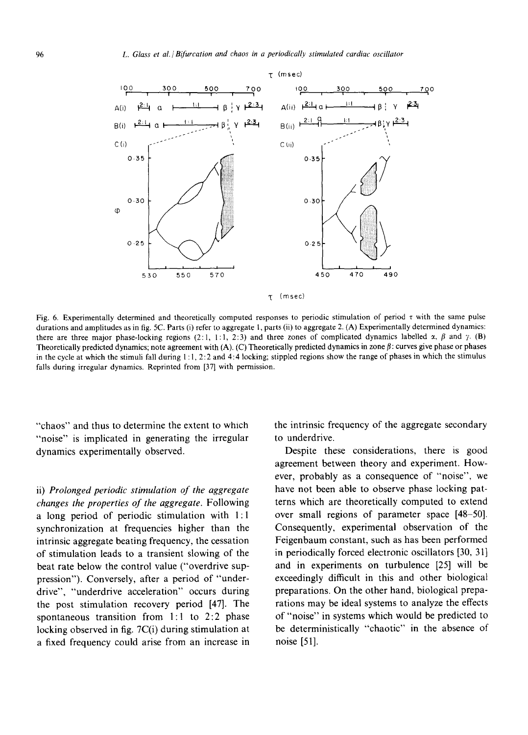Fig. 6. Experimentally determined and theoretically computed responses to periodic stimulation of period $\tau$ with the same pulse durations and amplitudes as in fig. 5C. Parts (i) refer to aggregate 1, parts (ii) to aggregate 2. (A) Experimentally determined dynamics: there are three major phase-locking regions (2:1, 1:1, 2:3) and three zones of complicated dynamics labelled $\alpha$, $\beta$ and $\gamma$. (B) Theoretically predicted dynamics; note agreement with (A). (C) Theoretically predicted dynamics in zone $\beta$: curves give phase or phases in the cycle at which the stimuli fall during 1:1, 2:2 and 4:4 locking; stippled regions show the range of phases in which the stimulus falls during irregular dynamics. Reprinted from [37] with permission.

"chaos" and thus to determine the extent to which "noise" is implicated in generating the irregular dynamics experimentally observed.

ii) *Prolonged periodic stimulation of the aggregate changes the properties of the aggregate.* Following a long period of periodic stimulation with 1:1 synchronization at frequencies higher than the intrinsic aggregate beating frequency, the cessation of stimulation leads to a transient slowing of the beat rate below the control value ("overdrive suppression"). Conversely, after a period of "underdrive", "underdrive acceleration" occurs during the post stimulation recovery period [47]. The spontaneous transition from 1:1 to 2:2 phase locking observed in fig. 7C(i) during stimulation at a fixed frequency could arise from an increase in the intrinsic frequency of the aggregate secondary to underdrive.

Despite these considerations, there is good agreement between theory and experiment. However, probably as a consequence of "noise", we have not been able to observe phase locking patterns which are theoretically computed to extend over small regions of parameter space [48–50]. Consequently, experimental observation of the Feigenbaum constant, such as has been performed in periodically forced electronic oscillators [30, 31] and in experiments on turbulence [25] will be exceedingly difficult in this and other biological preparations. On the other hand, biological preparations may be ideal systems to analyze the effects of "noise" in systems which would be predicted to be deterministically "chaotic" in the absence of noise [51].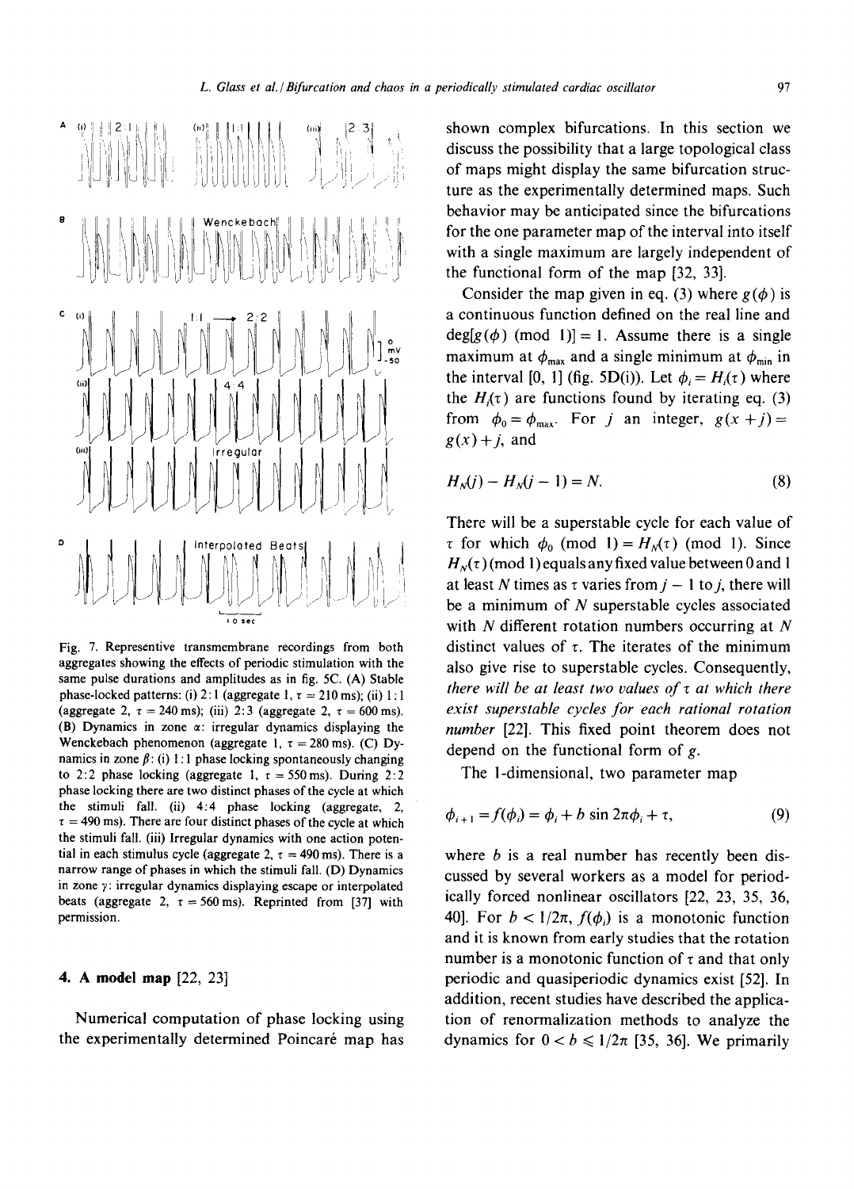Fig. 7. Representive transmembrane recordings from both aggregates showing the effects of periodic stimulation with the same pulse durations and amplitudes as in fig. 5C. (A) Stable phase-locked patterns: (i) 2:1 (aggregate 1, $\tau = 210$ ms); (ii) 1:1 (aggregate 2, $\tau = 240$ ms); (iii) 2:3 (aggregate 2, $\tau = 600$ ms). (B) Dynamics in zone $\alpha$: irregular dynamics displaying the Wenckebach phenomenon (aggregate 1, $\tau = 280$ ms). (C) Dynamics in zone $\beta$: (i) 1:1 phase locking spontaneously changing to 2:2 phase locking (aggregate 1, $\tau = 550$ ms). During 2:2 phase locking there are two distinct phases of the cycle at which the stimuli fall. (ii) 4:4 phase locking (aggregate, 2, $\tau = 490$ ms). There are four distinct phases of the cycle at which the stimuli fall. (iii) Irregular dynamics with one action potential in each stimulus cycle (aggregate 2, $\tau = 490$ ms). There is a narrow range of phases in which the stimuli fall. (D) Dynamics in zone $\gamma$: irregular dynamics displaying escape or interpolated beats (aggregate 2, $\tau = 560$ ms). Reprinted from [37] with permission.

## 4. A model map [22, 23]

Numerical computation of phase locking using the experimentally determined Poincaré map has shown complex bifurcations. In this section we discuss the possibility that a large topological class of maps might display the same bifurcation structure as the experimentally determined maps. Such behavior may be anticipated since the bifurcations for the one parameter map of the interval into itself with a single maximum are largely independent of the functional form of the map [32, 33].

Consider the map given in eq. (3) where $g(\phi)$ is a continuous function defined on the real line and $\deg[g(\phi) \pmod 1)] = 1$. Assume there is a single maximum at $\phi_{max}$ and a single minimum at $\phi_{min}$ in the interval [0, 1] (fig. 5D(i)). Let $\phi_i = H_i(\tau)$ where the $H_i(\tau)$ are functions found by iterating eq. (3) from $\phi_0 = \phi_{max}$. For $j$ an integer, $g(x+j) = g(x) + j$, and

$$H_N(j) - H_N(j-1) = N. \tag{8}$$

There will be a superstable cycle for each value of $\tau$ for which $\phi_0 \pmod 1) = H_N(\tau) \pmod 1)$. Since $H_N(\tau) \pmod 1)$ equals any fixed value between 0 and 1 at least $N$ times as $\tau$ varies from $j-1$ to $j$, there will be a minimum of $N$ superstable cycles associated with $N$ different rotation numbers occurring at $N$ distinct values of $\tau$. The iterates of the minimum also give rise to superstable cycles. Consequently, *there will be at least two values of $\tau$ at which there exist superstable cycles for each rational rotation number* [22]. This fixed point theorem does not depend on the functional form of $g$.

The 1-dimensional, two parameter map

$$\phi_{i+1} = f(\phi_i) = \phi_i + b \sin 2\pi\phi_i + \tau, \tag{9}$$

where $b$ is a real number has recently been discussed by several workers as a model for periodically forced nonlinear oscillators [22, 23, 35, 36, 40]. For $b < 1/2\pi$, $f(\phi_i)$ is a monotonic function and it is known from early studies that the rotation number is a monotonic function of $\tau$ and that only periodic and quasiperiodic dynamics exist [52]. In addition, recent studies have described the application of renormalization methods to analyze the dynamics for $0 < b \leqslant 1/2\pi$ [35, 36]. We primarily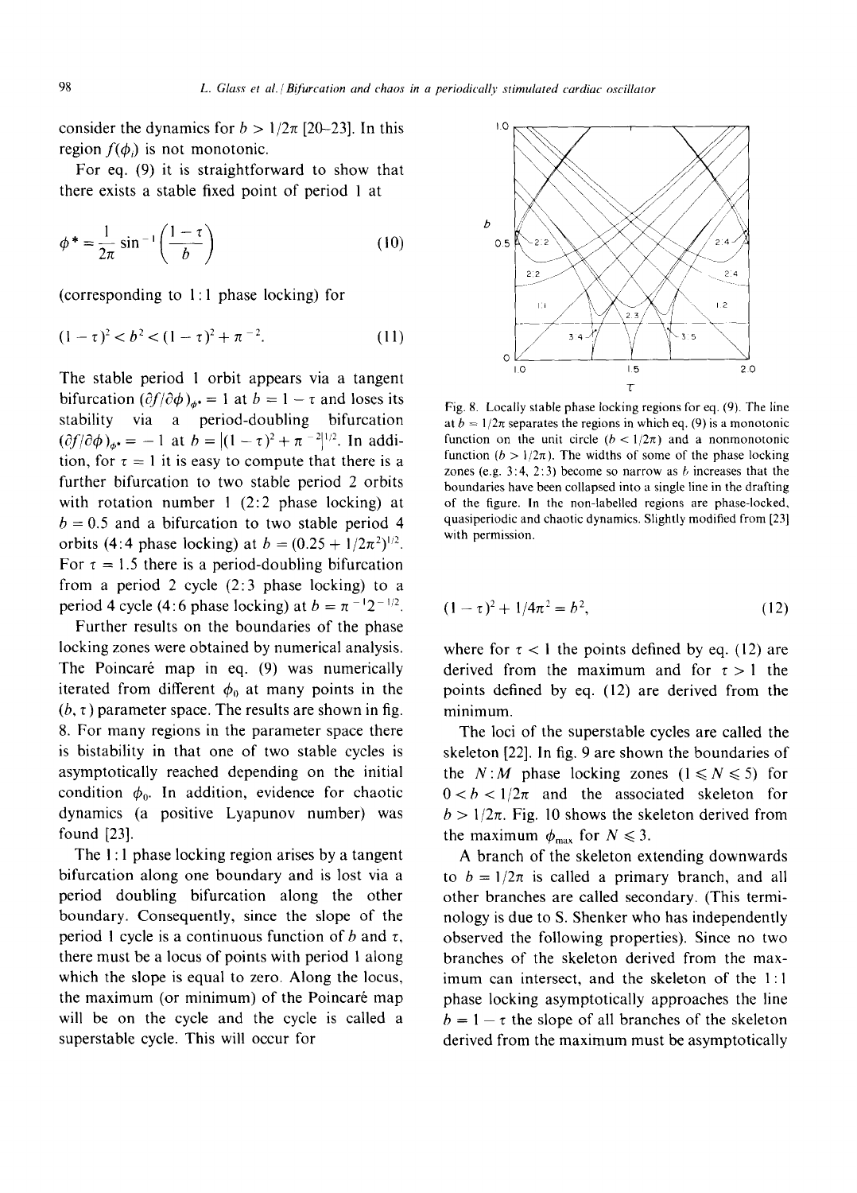consider the dynamics for $b > 1/2\pi$ [20–23]. In this region $f(\phi_i)$ is not monotonic.

For eq. (9) it is straightforward to show that there exists a stable fixed point of period 1 at

$$\phi^* = \frac{1}{2\pi} \sin^{-1}\left(\frac{1-\tau}{b}\right) \tag{10}$$

(corresponding to 1 : 1 phase locking) for

$$(1-\tau)^2 < b^2 < (1-\tau)^2 + \pi^{-2}. \tag{11}$$

The stable period 1 orbit appears via a tangent bifurcation $(\partial f/\partial \phi)_{\phi^*} = 1$ at $b = 1 - \tau$ and loses its stability via a period-doubling bifurcation $(\partial f/\partial \phi)_{\phi^*} = -1$ at $b = |(1-\tau)^2 + \pi^{-2}|^{1/2}$. In addition, for $\tau = 1$ it is easy to compute that there is a further bifurcation to two stable period 2 orbits with rotation number 1 (2:2 phase locking) at $b = 0.5$ and a bifurcation to two stable period 4 orbits (4:4 phase locking) at $b = (0.25 + 1/2\pi^2)^{1/2}$. For $\tau = 1.5$ there is a period-doubling bifurcation from a period 2 cycle (2:3 phase locking) to a period 4 cycle (4:6 phase locking) at $b = \pi^{-1}2^{-1/2}$.

Further results on the boundaries of the phase locking zones were obtained by numerical analysis. The Poincaré map in eq. (9) was numerically iterated from different $\phi_0$ at many points in the $(b, \tau)$ parameter space. The results are shown in fig. 8. For many regions in the parameter space there is bistability in that one of two stable cycles is asymptotically reached depending on the initial condition $\phi_0$. In addition, evidence for chaotic dynamics (a positive Lyapunov number) was found [23].

The 1 : 1 phase locking region arises by a tangent bifurcation along one boundary and is lost via a period doubling bifurcation along the other boundary. Consequently, since the slope of the period 1 cycle is a continuous function of $b$ and $\tau$, there must be a locus of points with period 1 along which the slope is equal to zero. Along the locus, the maximum (or minimum) of the Poincaré map will be on the cycle and the cycle is called a superstable cycle. This will occur for

Fig. 8. Locally stable phase locking regions for eq. (9). The line at $b = 1/2\pi$ separates the regions in which eq. (9) is a monotonic function on the unit circle ($b < 1/2\pi$) and a nonmonotonic function ($b > 1/2\pi$). The widths of some of the phase locking zones (e.g. 3:4, 2:3) become so narrow as $b$ increases that the boundaries have been collapsed into a single line in the drafting of the figure. In the non-labelled regions are phase-locked, quasiperiodic and chaotic dynamics. Slightly modified from [23] with permission.

$$(1-\tau)^2 + 1/4\pi^2 = b^2, \tag{12}$$

where for $\tau < 1$ the points defined by eq. (12) are derived from the maximum and for $\tau > 1$ the points defined by eq. (12) are derived from the minimum.

The loci of the superstable cycles are called the skeleton [22]. In fig. 9 are shown the boundaries of the $N:M$ phase locking zones ($1 \leqslant N \leqslant 5$) for $0 < b < 1/2\pi$ and the associated skeleton for $b > 1/2\pi$. Fig. 10 shows the skeleton derived from the maximum $\phi_{max}$ for $N \leqslant 3$.

A branch of the skeleton extending downwards to $b = 1/2\pi$ is called a primary branch, and all other branches are called secondary. (This terminology is due to S. Shenker who has independently observed the following properties). Since no two branches of the skeleton derived from the maximum can intersect, and the skeleton of the 1 : 1 phase locking asymptotically approaches the line $b = 1 - \tau$ the slope of all branches of the skeleton derived from the maximum must be asymptotically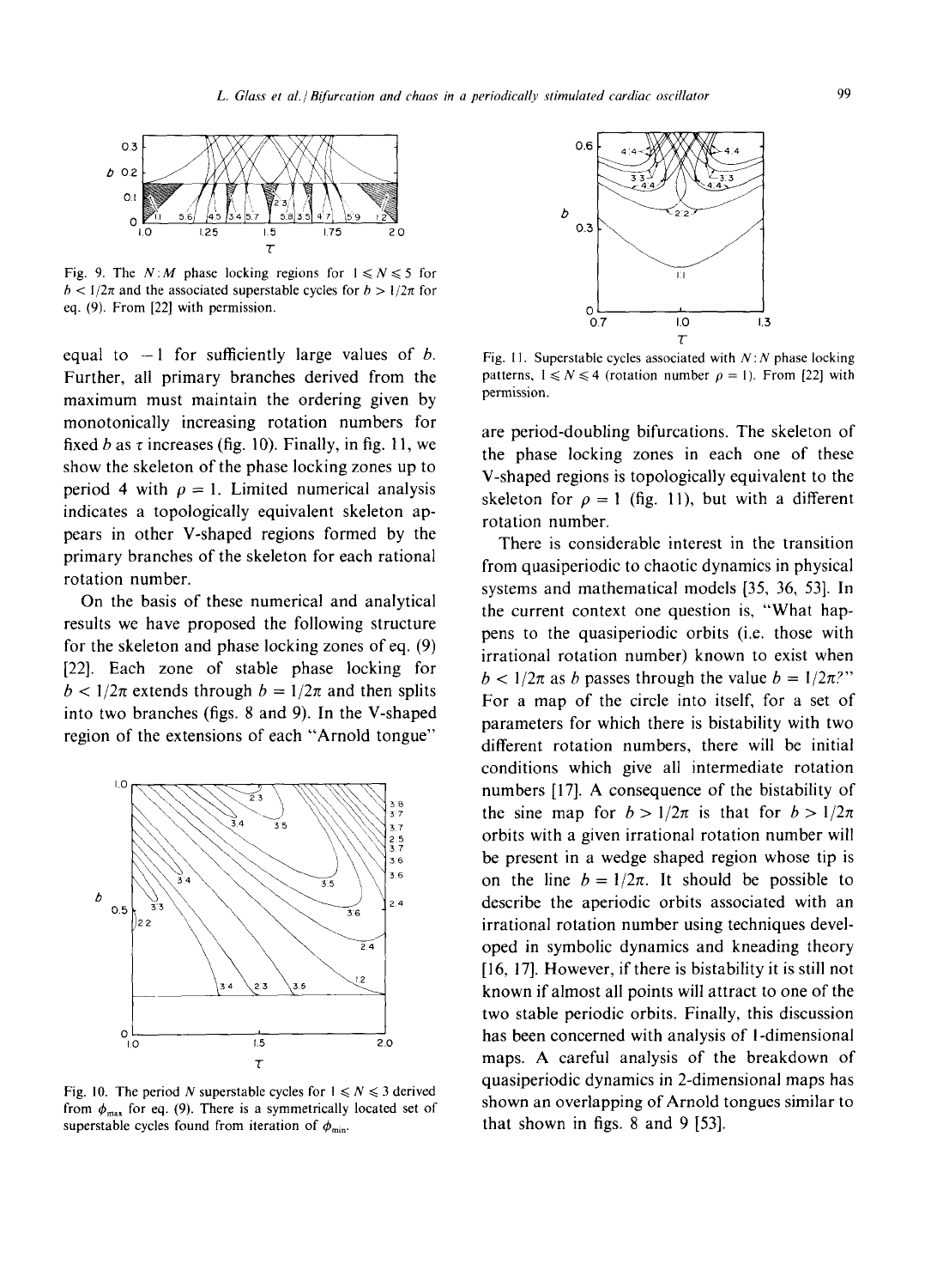Fig. 9. The $N\!:\!M$ phase locking regions for $1 \leqslant N \leqslant 5$ for $b < 1/2\pi$ and the associated superstable cycles for $b > 1/2\pi$ for eq. (9). From [22] with permission.

equal to $-1$ for sufficiently large values of $b$. Further, all primary branches derived from the maximum must maintain the ordering given by monotonically increasing rotation numbers for fixed $b$ as $\tau$ increases (fig. 10). Finally, in fig. 11, we show the skeleton of the phase locking zones up to period 4 with $\rho = 1$. Limited numerical analysis indicates a topologically equivalent skeleton appears in other V-shaped regions formed by the primary branches of the skeleton for each rational rotation number.

On the basis of these numerical and analytical results we have proposed the following structure for the skeleton and phase locking zones of eq. (9) [22]. Each zone of stable phase locking for $b < 1/2\pi$ extends through $b = 1/2\pi$ and then splits into two branches (figs. 8 and 9). In the V-shaped region of the extensions of each "Arnold tongue"

Fig. 10. The period $N$ superstable cycles for $1 \leqslant N \leqslant 3$ derived from $\phi_{\max}$ for eq. (9). There is a symmetrically located set of superstable cycles found from iteration of $\phi_{\min}$.

Fig. 11. Superstable cycles associated with $N\!:\!N$ phase locking patterns, $1 \leqslant N \leqslant 4$ (rotation number $\rho = 1$). From [22] with permission.

are period-doubling bifurcations. The skeleton of the phase locking zones in each one of these V-shaped regions is topologically equivalent to the skeleton for $\rho = 1$ (fig. 11), but with a different rotation number.

There is considerable interest in the transition from quasiperiodic to chaotic dynamics in physical systems and mathematical models [35, 36, 53]. In the current context one question is, "What happens to the quasiperiodic orbits (i.e. those with irrational rotation number) known to exist when $b < 1/2\pi$ as $b$ passes through the value $b = 1/2\pi$?" For a map of the circle into itself, for a set of parameters for which there is bistability with two different rotation numbers, there will be initial conditions which give all intermediate rotation numbers [17]. A consequence of the bistability of the sine map for $b > 1/2\pi$ is that for $b > 1/2\pi$ orbits with a given irrational rotation number will be present in a wedge shaped region whose tip is on the line $b = 1/2\pi$. It should be possible to describe the aperiodic orbits associated with an irrational rotation number using techniques developed in symbolic dynamics and kneading theory [16, 17]. However, if there is bistability it is still not known if almost all points will attract to one of the two stable periodic orbits. Finally, this discussion has been concerned with analysis of 1-dimensional maps. A careful analysis of the breakdown of quasiperiodic dynamics in 2-dimensional maps has shown an overlapping of Arnold tongues similar to that shown in figs. 8 and 9 [53].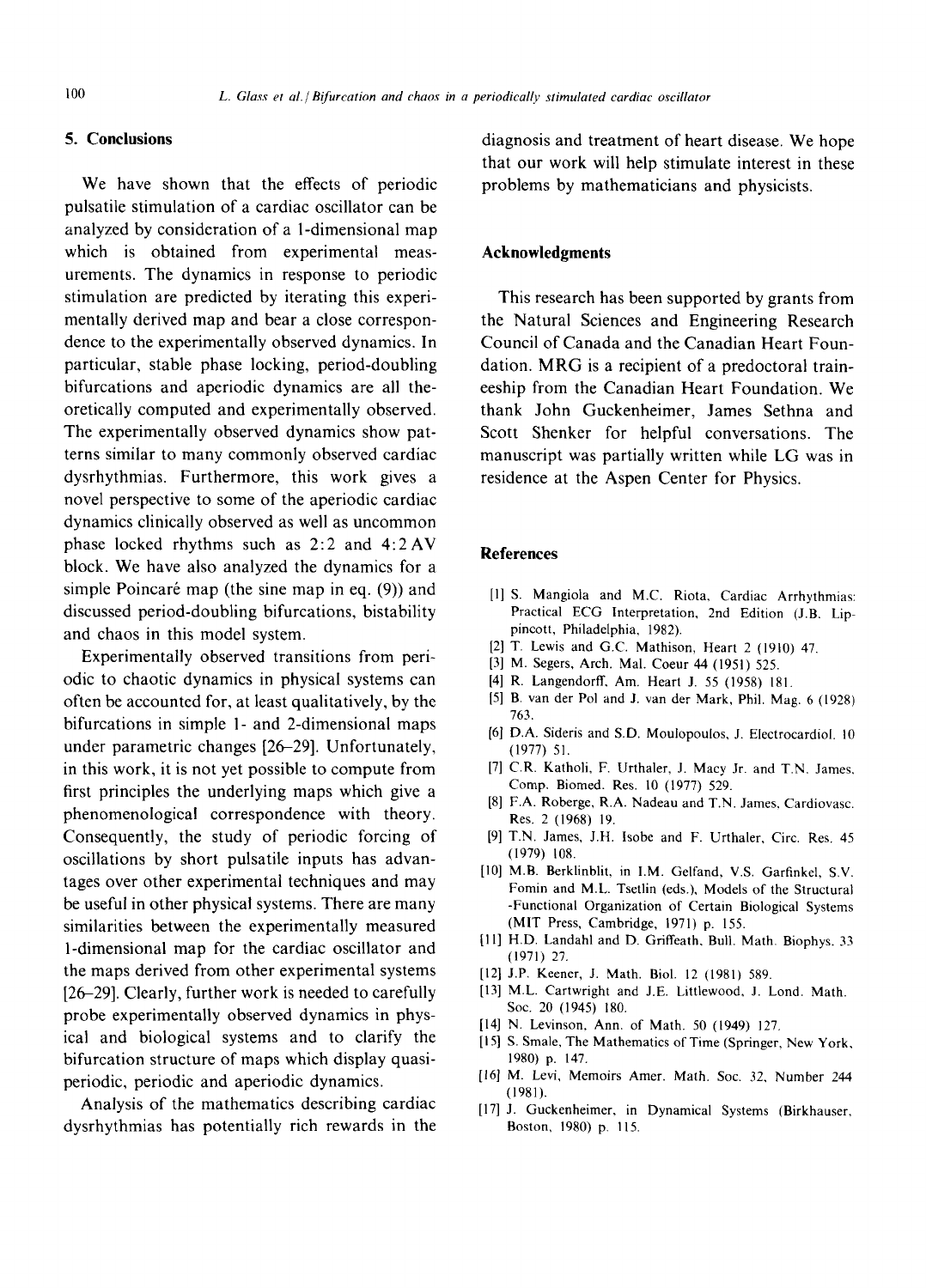## 5. Conclusions

We have shown that the effects of periodic pulsatile stimulation of a cardiac oscillator can be analyzed by consideration of a 1-dimensional map which is obtained from experimental measurements. The dynamics in response to periodic stimulation are predicted by iterating this experimentally derived map and bear a close correspondence to the experimentally observed dynamics. In particular, stable phase locking, period-doubling bifurcations and aperiodic dynamics are all theoretically computed and experimentally observed. The experimentally observed dynamics show patterns similar to many commonly observed cardiac dysrhythmias. Furthermore, this work gives a novel perspective to some of the aperiodic cardiac dynamics clinically observed as well as uncommon phase locked rhythms such as 2:2 and 4:2 AV block. We have also analyzed the dynamics for a simple Poincaré map (the sine map in eq. (9)) and discussed period-doubling bifurcations, bistability and chaos in this model system.

Experimentally observed transitions from periodic to chaotic dynamics in physical systems can often be accounted for, at least qualitatively, by the bifurcations in simple 1- and 2-dimensional maps under parametric changes [26–29]. Unfortunately, in this work, it is not yet possible to compute from first principles the underlying maps which give a phenomenological correspondence with theory. Consequently, the study of periodic forcing of oscillations by short pulsatile inputs has advantages over other experimental techniques and may be useful in other physical systems. There are many similarities between the experimentally measured 1-dimensional map for the cardiac oscillator and the maps derived from other experimental systems [26–29]. Clearly, further work is needed to carefully probe experimentally observed dynamics in physical and biological systems and to clarify the bifurcation structure of maps which display quasiperiodic, periodic and aperiodic dynamics.

Analysis of the mathematics describing cardiac dysrhythmias has potentially rich rewards in the diagnosis and treatment of heart disease. We hope that our work will help stimulate interest in these problems by mathematicians and physicists.

## Acknowledgments

This research has been supported by grants from the Natural Sciences and Engineering Research Council of Canada and the Canadian Heart Foundation. MRG is a recipient of a predoctoral traineeship from the Canadian Heart Foundation. We thank John Guckenheimer, James Sethna and Scott Shenker for helpful conversations. The manuscript was partially written while LG was in residence at the Aspen Center for Physics.

## References

[1] S. Mangiola and M.C. Riota, Cardiac Arrhythmias: Practical ECG Interpretation, 2nd Edition (J.B. Lippincott, Philadelphia, 1982).

[2] T. Lewis and G.C. Mathison, Heart 2 (1910) 47.

[3] M. Segers, Arch. Mal. Coeur 44 (1951) 525.

[4] R. Langendorff, Am. Heart J. 55 (1958) 181.

[5] B. van der Pol and J. van der Mark, Phil. Mag. 6 (1928) 763.

[6] D.A. Sideris and S.D. Moulopoulos, J. Electrocardiol. 10 (1977) 51.

[7] C.R. Katholi, F. Urthaler, J. Macy Jr. and T.N. James, Comp. Biomed. Res. 10 (1977) 529.

[8] F.A. Roberge, R.A. Nadeau and T.N. James, Cardiovasc. Res. 2 (1968) 19.

[9] T.N. James, J.H. Isobe and F. Urthaler, Circ. Res. 45 (1979) 108.

[10] M.B. Berklinblit, in I.M. Gelfand, V.S. Garfinkel, S.V. Fomin and M.L. Tsetlin (eds.), Models of the Structural -Functional Organization of Certain Biological Systems (MIT Press, Cambridge, 1971) p. 155.

[11] H.D. Landahl and D. Griffeath, Bull. Math. Biophys. 33 (1971) 27.

[12] J.P. Keener, J. Math. Biol. 12 (1981) 589.

[13] M.L. Cartwright and J.E. Littlewood, J. Lond. Math. Soc. 20 (1945) 180.

[14] N. Levinson, Ann. of Math. 50 (1949) 127.

[15] S. Smale, The Mathematics of Time (Springer, New York, 1980) p. 147.

[16] M. Levi, Memoirs Amer. Math. Soc. 32, Number 244 (1981).

[17] J. Guckenheimer, in Dynamical Systems (Birkhauser, Boston, 1980) p. 115.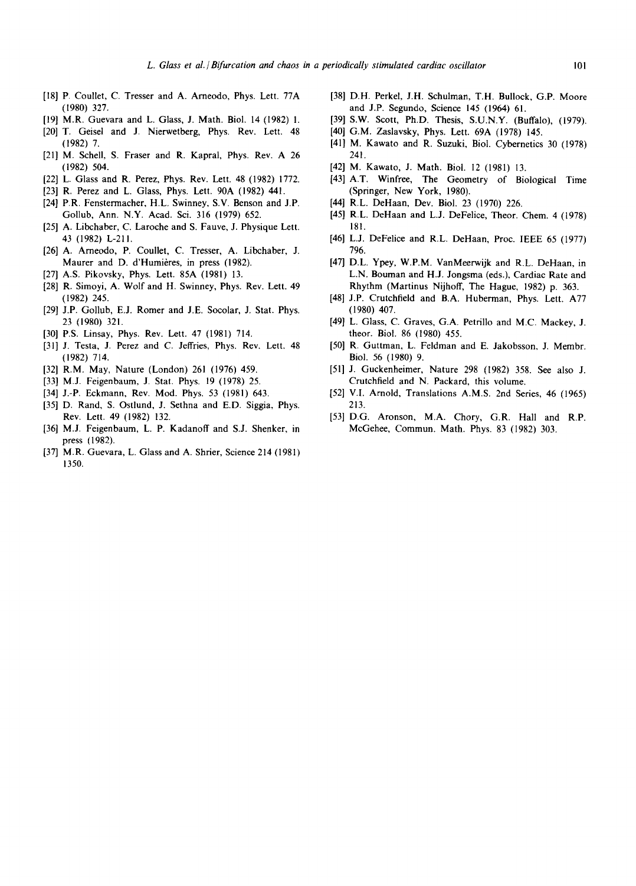[18] P. Coullet, C. Tresser and A. Arneodo, Phys. Lett. 77A (1980) 327.

[19] M.R. Guevara and L. Glass, J. Math. Biol. 14 (1982) 1.

[20] T. Geisel and J. Nierwetberg, Phys. Rev. Lett. 48 (1982) 7.

[21] M. Schell, S. Fraser and R. Kapral, Phys. Rev. A 26 (1982) 504.

[22] L. Glass and R. Perez, Phys. Rev. Lett. 48 (1982) 1772.

[23] R. Perez and L. Glass, Phys. Lett. 90A (1982) 441.

[24] P.R. Fenstermacher, H.L. Swinney, S.V. Benson and J.P. Gollub, Ann. N.Y. Acad. Sci. 316 (1979) 652.

[25] A. Libchaber, C. Laroche and S. Fauve, J. Physique Lett. 43 (1982) L-211.

[26] A. Arneodo, P. Coullet, C. Tresser, A. Libchaber, J. Maurer and D. d'Humières, in press (1982).

[27] A.S. Pikovsky, Phys. Lett. 85A (1981) 13.

[28] R. Simoyi, A. Wolf and H. Swinney, Phys. Rev. Lett. 49 (1982) 245.

[29] J.P. Gollub, E.J. Romer and J.E. Socolar, J. Stat. Phys. 23 (1980) 321.

[30] P.S. Linsay, Phys. Rev. Lett. 47 (1981) 714.

[31] J. Testa, J. Perez and C. Jeffries, Phys. Rev. Lett. 48 (1982) 714.

[32] R.M. May, Nature (London) 261 (1976) 459.

[33] M.J. Feigenbaum, J. Stat. Phys. 19 (1978) 25.

[34] J.-P. Eckmann, Rev. Mod. Phys. 53 (1981) 643.

[35] D. Rand, S. Ostlund, J. Sethna and E.D. Siggia, Phys. Rev. Lett. 49 (1982) 132.

[36] M.J. Feigenbaum, L. P. Kadanoff and S.J. Shenker, in press (1982).

[37] M.R. Guevara, L. Glass and A. Shrier, Science 214 (1981) 1350.

[38] D.H. Perkel, J.H. Schulman, T.H. Bullock, G.P. Moore and J.P. Segundo, Science 145 (1964) 61.

[39] S.W. Scott, Ph.D. Thesis, S.U.N.Y. (Buffalo), (1979).

[40] G.M. Zaslavsky, Phys. Lett. 69A (1978) 145.

[41] M. Kawato and R. Suzuki, Biol. Cybernetics 30 (1978) 241.

[42] M. Kawato, J. Math. Biol. 12 (1981) 13.

[43] A.T. Winfree, The Geometry of Biological Time (Springer, New York, 1980).

[44] R.L. DeHaan, Dev. Biol. 23 (1970) 226.

[45] R.L. DeHaan and L.J. DeFelice, Theor. Chem. 4 (1978) 181.

[46] L.J. DeFelice and R.L. DeHaan, Proc. IEEE 65 (1977) 796.

[47] D.L. Ypey, W.P.M. VanMeerwijk and R.L. DeHaan, in L.N. Bouman and H.J. Jongsma (eds.), Cardiac Rate and Rhythm (Martinus Nijhoff, The Hague, 1982) p. 363.

[48] J.P. Crutchfield and B.A. Huberman, Phys. Lett. A77 (1980) 407.

[49] L. Glass, C. Graves, G.A. Petrillo and M.C. Mackey, J. theor. Biol. 86 (1980) 455.

[50] R. Guttman, L. Feldman and E. Jakobsson, J. Membr. Biol. 56 (1980) 9.

[51] J. Guckenheimer, Nature 298 (1982) 358. See also J. Crutchfield and N. Packard, this volume.

[52] V.I. Arnold, Translations A.M.S. 2nd Series, 46 (1965) 213.

[53] D.G. Aronson, M.A. Chory, G.R. Hall and R.P. McGehee, Commun. Math. Phys. 83 (1982) 303.